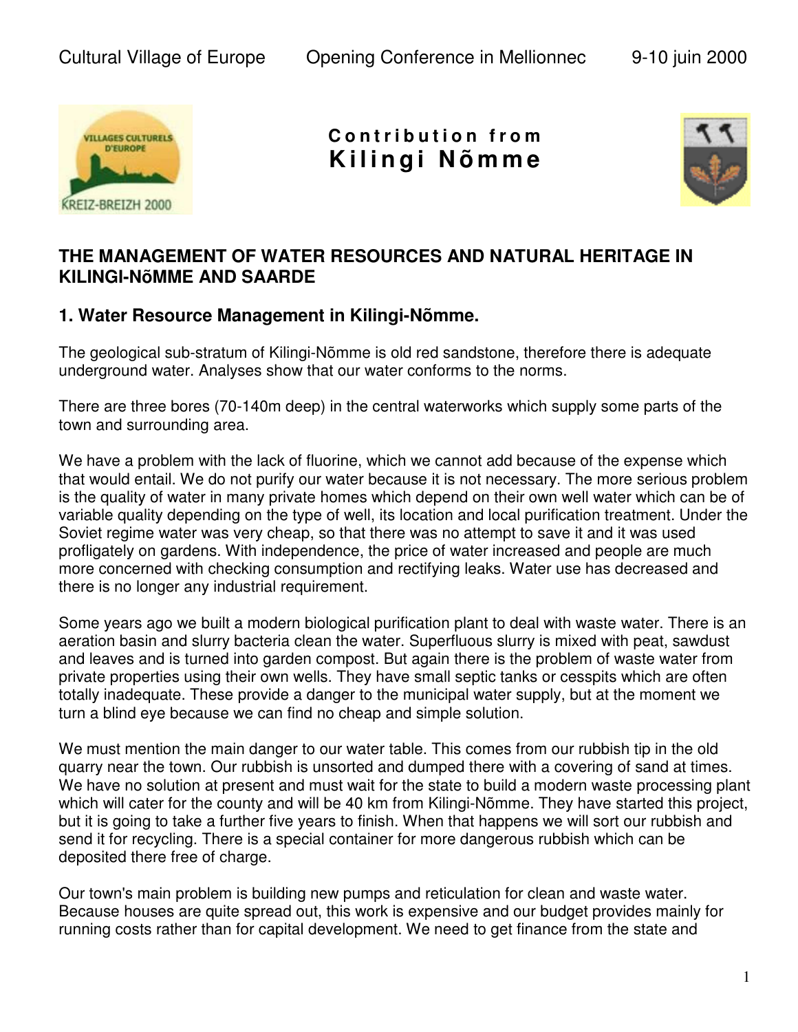Contribution from
# Kilingi Nõmme

## THE MANAGEMENT OF WATER RESOURCES AND NATURAL HERITAGE IN KILINGI-NõMME AND SAARDE

### 1. Water Resource Management in Kilingi-Nõmme.

The geological sub-stratum of Kilingi-Nõmme is old red sandstone, therefore there is adequate underground water. Analyses show that our water conforms to the norms.

There are three bores (70-140m deep) in the central waterworks which supply some parts of the town and surrounding area.

We have a problem with the lack of fluorine, which we cannot add because of the expense which that would entail. We do not purify our water because it is not necessary. The more serious problem is the quality of water in many private homes which depend on their own well water which can be of variable quality depending on the type of well, its location and local purification treatment. Under the Soviet regime water was very cheap, so that there was no attempt to save it and it was used profligately on gardens. With independence, the price of water increased and people are much more concerned with checking consumption and rectifying leaks. Water use has decreased and there is no longer any industrial requirement.

Some years ago we built a modern biological purification plant to deal with waste water. There is an aeration basin and slurry bacteria clean the water. Superfluous slurry is mixed with peat, sawdust and leaves and is turned into garden compost. But again there is the problem of waste water from private properties using their own wells. They have small septic tanks or cesspits which are often totally inadequate. These provide a danger to the municipal water supply, but at the moment we turn a blind eye because we can find no cheap and simple solution.

We must mention the main danger to our water table. This comes from our rubbish tip in the old quarry near the town. Our rubbish is unsorted and dumped there with a covering of sand at times. We have no solution at present and must wait for the state to build a modern waste processing plant which will cater for the county and will be 40 km from Kilingi-Nõmme. They have started this project, but it is going to take a further five years to finish. When that happens we will sort our rubbish and send it for recycling. There is a special container for more dangerous rubbish which can be deposited there free of charge.

Our town's main problem is building new pumps and reticulation for clean and waste water. Because houses are quite spread out, this work is expensive and our budget provides mainly for running costs rather than for capital development. We need to get finance from the state and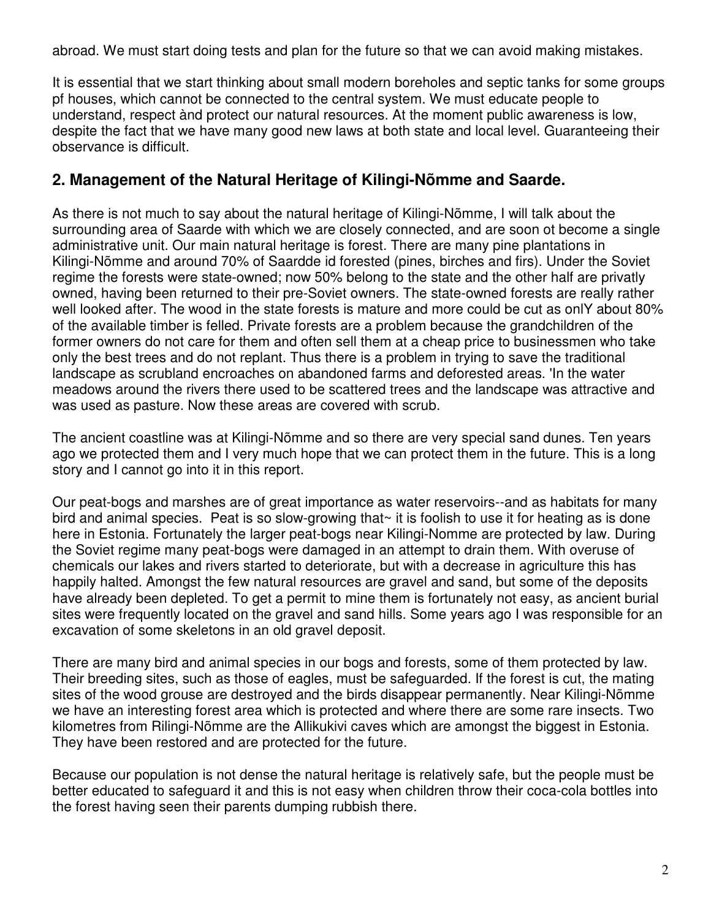abroad. We must start doing tests and plan for the future so that we can avoid making mistakes.

It is essential that we start thinking about small modern boreholes and septic tanks for some groups pf houses, which cannot be connected to the central system. We must educate people to understand, respect ànd protect our natural resources. At the moment public awareness is low, despite the fact that we have many good new laws at both state and local level. Guaranteeing their observance is difficult.

## 2. Management of the Natural Heritage of Kilingi-Nõmme and Saarde.

As there is not much to say about the natural heritage of Kilingi-Nõmme, I will talk about the surrounding area of Saarde with which we are closely connected, and are soon ot become a single administrative unit. Our main natural heritage is forest. There are many pine plantations in Kilingi-Nõmme and around 70% of Saardde id forested (pines, birches and firs). Under the Soviet regime the forests were state-owned; now 50% belong to the state and the other half are privatly owned, having been returned to their pre-Soviet owners. The state-owned forests are really rather well looked after. The wood in the state forests is mature and more could be cut as onlY about 80% of the available timber is felled. Private forests are a problem because the grandchildren of the former owners do not care for them and often sell them at a cheap price to businessmen who take only the best trees and do not replant. Thus there is a problem in trying to save the traditional landscape as scrubland encroaches on abandoned farms and deforested areas. 'In the water meadows around the rivers there used to be scattered trees and the landscape was attractive and was used as pasture. Now these areas are covered with scrub.

The ancient coastline was at Kilingi-Nõmme and so there are very special sand dunes. Ten years ago we protected them and I very much hope that we can protect them in the future. This is a long story and I cannot go into it in this report.

Our peat-bogs and marshes are of great importance as water reservoirs--and as habitats for many bird and animal species. Peat is so slow-growing that~ it is foolish to use it for heating as is done here in Estonia. Fortunately the larger peat-bogs near Kilingi-Nomme are protected by law. During the Soviet regime many peat-bogs were damaged in an attempt to drain them. With overuse of chemicals our lakes and rivers started to deteriorate, but with a decrease in agriculture this has happily halted. Amongst the few natural resources are gravel and sand, but some of the deposits have already been depleted. To get a permit to mine them is fortunately not easy, as ancient burial sites were frequently located on the gravel and sand hills. Some years ago I was responsible for an excavation of some skeletons in an old gravel deposit.

There are many bird and animal species in our bogs and forests, some of them protected by law. Their breeding sites, such as those of eagles, must be safeguarded. If the forest is cut, the mating sites of the wood grouse are destroyed and the birds disappear permanently. Near Kilingi-Nõmme we have an interesting forest area which is protected and where there are some rare insects. Two kilometres from Rilingi-Nõmme are the Allikukivi caves which are amongst the biggest in Estonia. They have been restored and are protected for the future.

Because our population is not dense the natural heritage is relatively safe, but the people must be better educated to safeguard it and this is not easy when children throw their coca-cola bottles into the forest having seen their parents dumping rubbish there.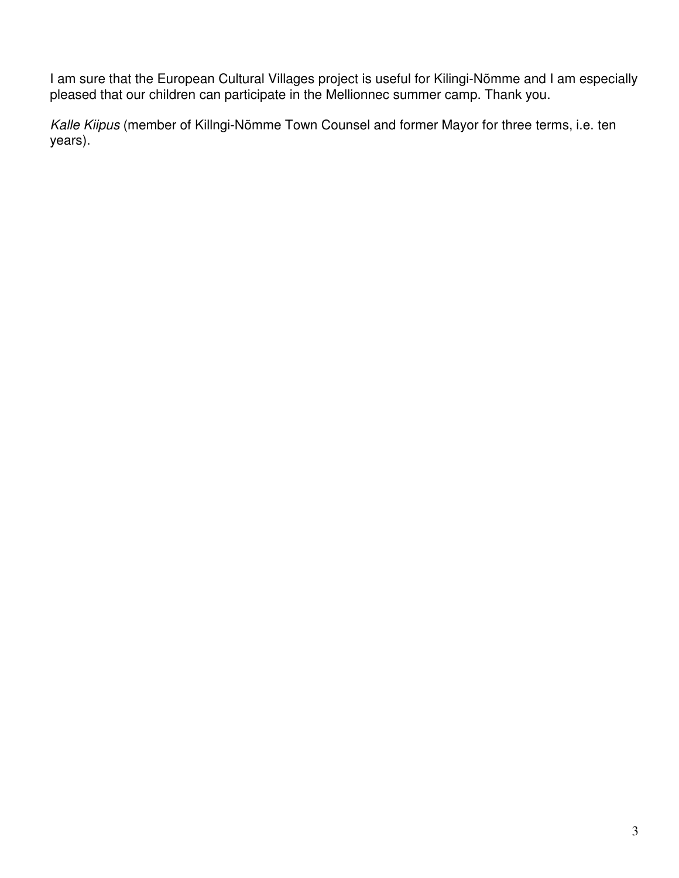I am sure that the European Cultural Villages project is useful for Kilingi-Nõmme and I am especially pleased that our children can participate in the Mellionnec summer camp. Thank you.

*Kalle Kiipus* (member of Killngi-Nõmme Town Counsel and former Mayor for three terms, i.e. ten years).